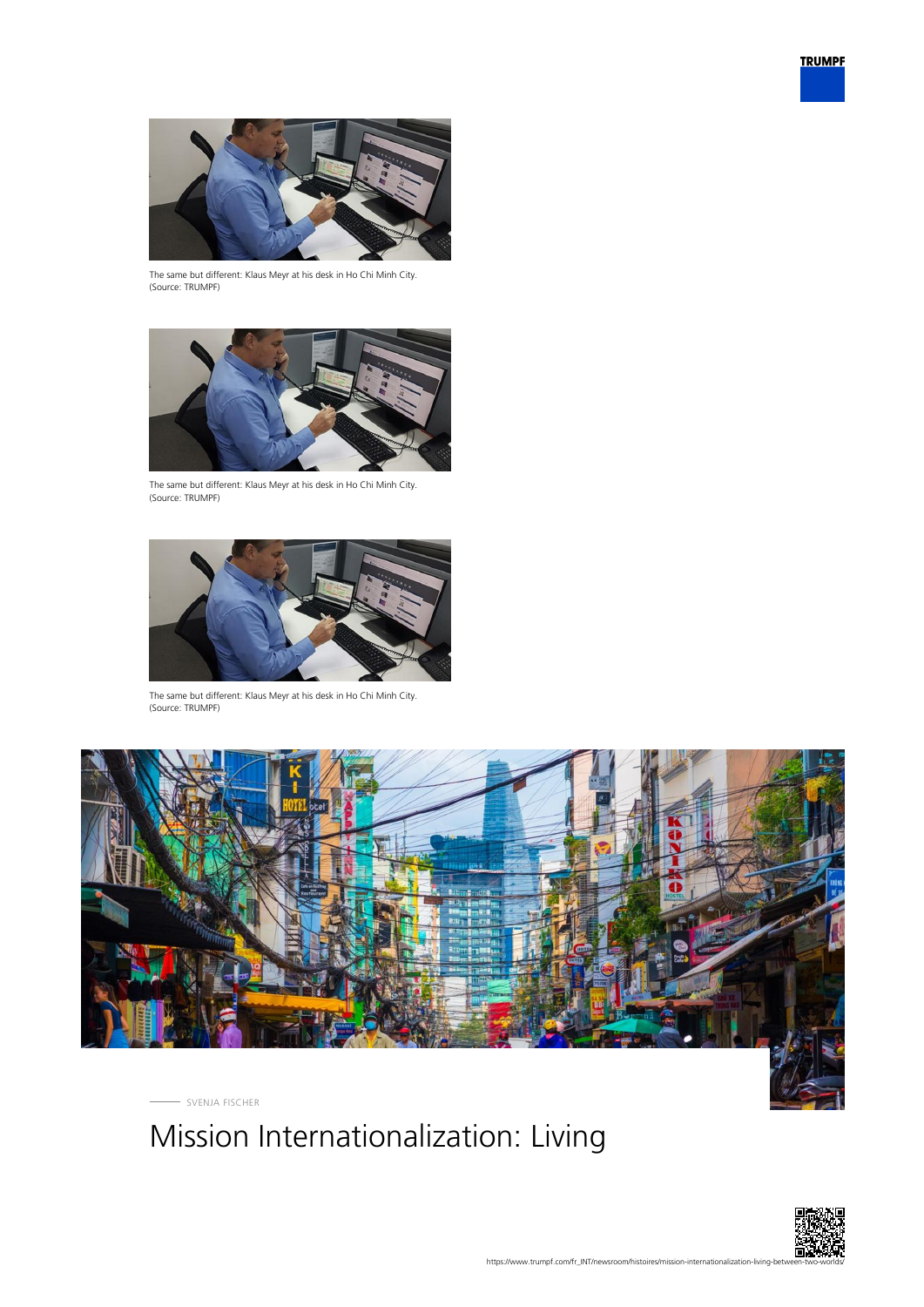The same but different: Klaus Meyr at his desk in Ho Chi Minh City. (Source: TRUMPF)

The same but different: Klaus Meyr at his desk in Ho Chi Minh City. (Source: TRUMPF)

The same but different: Klaus Meyr at his desk in Ho Chi Minh City. (Source: TRUMPF)

SVENJA FISCHER

# Mission Internationalization: Living

https://www.trumpf.com/fr_INT/newsroom/histoires/mission-internationalization-living-between-two-worlds/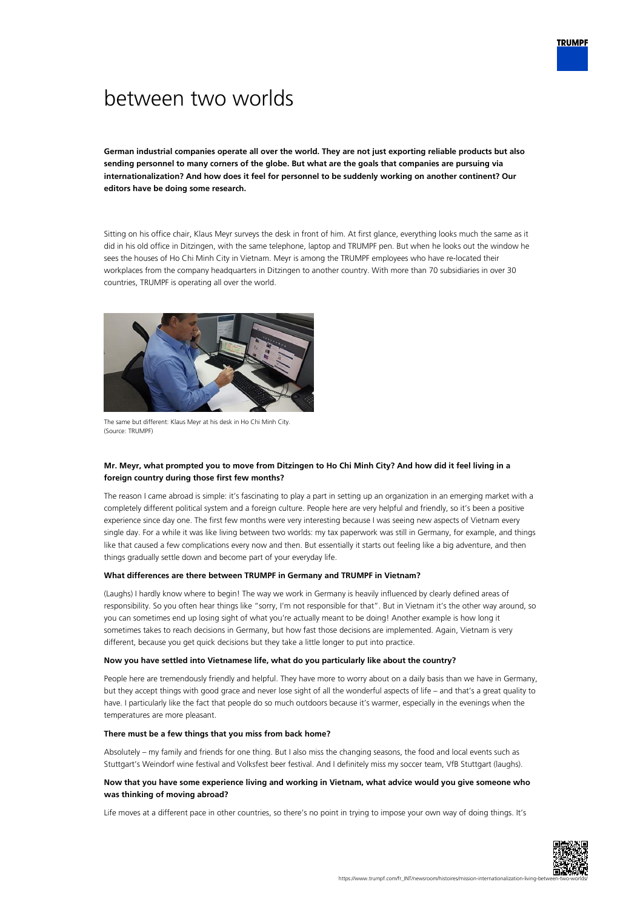# between two worlds

**German industrial companies operate all over the world. They are not just exporting reliable products but also sending personnel to many corners of the globe. But what are the goals that companies are pursuing via internationalization? And how does it feel for personnel to be suddenly working on another continent? Our editors have be doing some research.**

Sitting on his office chair, Klaus Meyr surveys the desk in front of him. At first glance, everything looks much the same as it did in his old office in Ditzingen, with the same telephone, laptop and TRUMPF pen. But when he looks out the window he sees the houses of Ho Chi Minh City in Vietnam. Meyr is among the TRUMPF employees who have re-located their workplaces from the company headquarters in Ditzingen to another country. With more than 70 subsidiaries in over 30 countries, TRUMPF is operating all over the world.

The same but different: Klaus Meyr at his desk in Ho Chi Minh City.
(Source: TRUMPF)

#### Mr. Meyr, what prompted you to move from Ditzingen to Ho Chi Minh City? And how did it feel living in a foreign country during those first few months?

The reason I came abroad is simple: it's fascinating to play a part in setting up an organization in an emerging market with a completely different political system and a foreign culture. People here are very helpful and friendly, so it's been a positive experience since day one. The first few months were very interesting because I was seeing new aspects of Vietnam every single day. For a while it was like living between two worlds: my tax paperwork was still in Germany, for example, and things like that caused a few complications every now and then. But essentially it starts out feeling like a big adventure, and then things gradually settle down and become part of your everyday life.

#### What differences are there between TRUMPF in Germany and TRUMPF in Vietnam?

(Laughs) I hardly know where to begin! The way we work in Germany is heavily influenced by clearly defined areas of responsibility. So you often hear things like "sorry, I'm not responsible for that". But in Vietnam it's the other way around, so you can sometimes end up losing sight of what you're actually meant to be doing! Another example is how long it sometimes takes to reach decisions in Germany, but how fast those decisions are implemented. Again, Vietnam is very different, because you get quick decisions but they take a little longer to put into practice.

#### Now you have settled into Vietnamese life, what do you particularly like about the country?

People here are tremendously friendly and helpful. They have more to worry about on a daily basis than we have in Germany, but they accept things with good grace and never lose sight of all the wonderful aspects of life – and that's a great quality to have. I particularly like the fact that people do so much outdoors because it's warmer, especially in the evenings when the temperatures are more pleasant.

#### There must be a few things that you miss from back home?

Absolutely – my family and friends for one thing. But I also miss the changing seasons, the food and local events such as Stuttgart's Weindorf wine festival and Volksfest beer festival. And I definitely miss my soccer team, VfB Stuttgart (laughs).

#### Now that you have some experience living and working in Vietnam, what advice would you give someone who was thinking of moving abroad?

Life moves at a different pace in other countries, so there's no point in trying to impose your own way of doing things. It's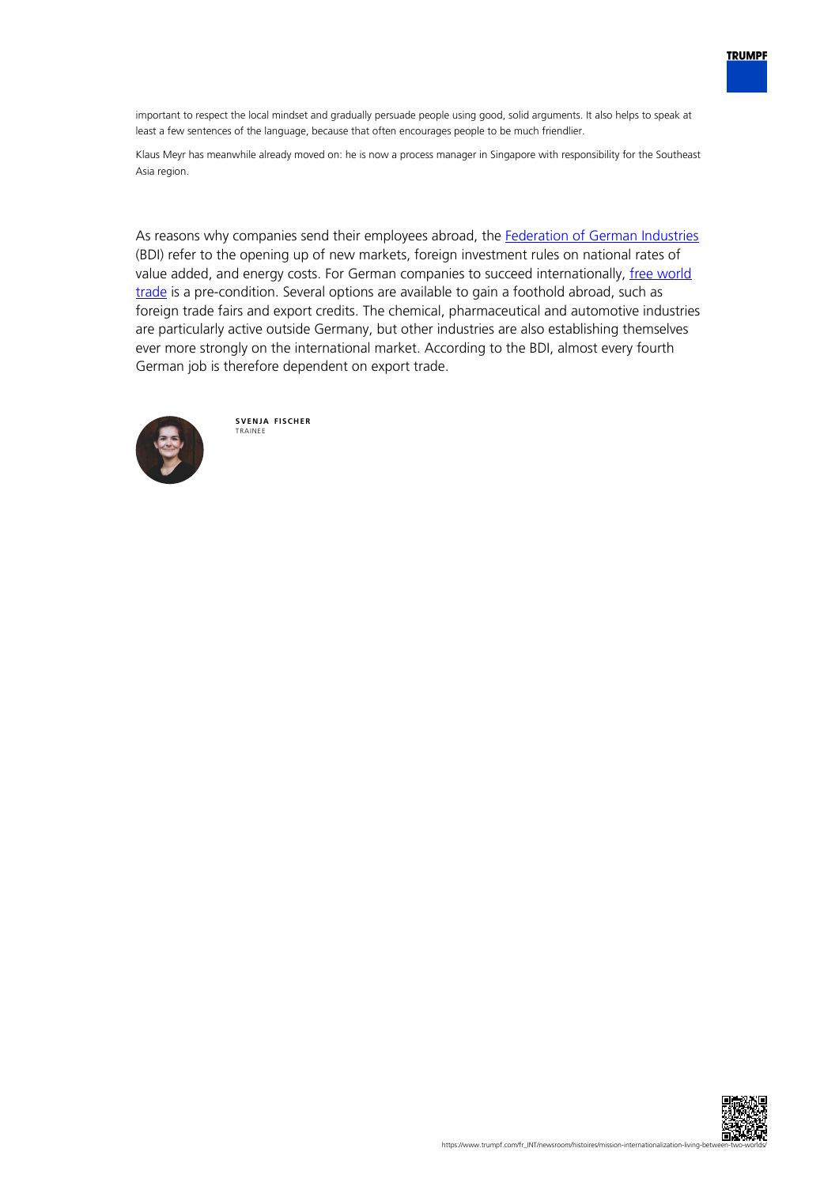important to respect the local mindset and gradually persuade people using good, solid arguments. It also helps to speak at least a few sentences of the language, because that often encourages people to be much friendlier.

Klaus Meyr has meanwhile already moved on: he is now a process manager in Singapore with responsibility for the Southeast Asia region.

As reasons why companies send their employees abroad, the Federation of German Industries (BDI) refer to the opening up of new markets, foreign investment rules on national rates of value added, and energy costs. For German companies to succeed internationally, free world trade is a pre-condition. Several options are available to gain a foothold abroad, such as foreign trade fairs and export credits. The chemical, pharmaceutical and automotive industries are particularly active outside Germany, but other industries are also establishing themselves ever more strongly on the international market. According to the BDI, almost every fourth German job is therefore dependent on export trade.

**SVENJA FISCHER**
TRAINEE